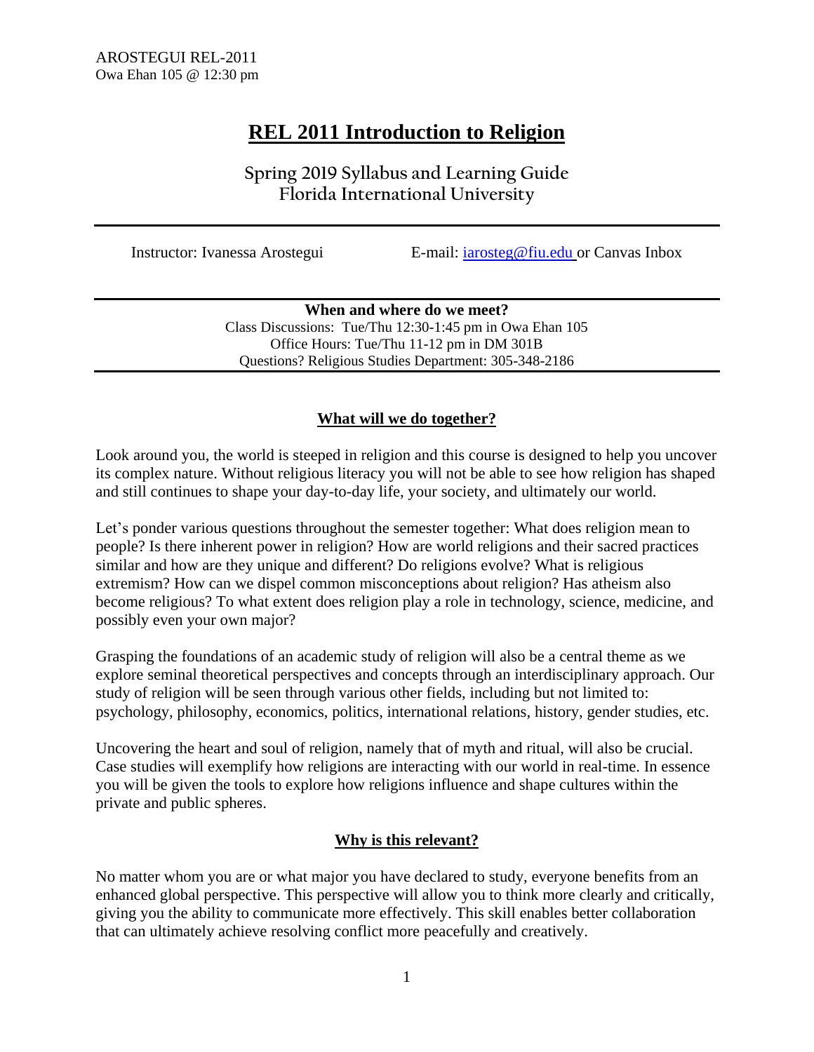AROSTEGUI REL-2011
Owa Ehan 105 @ 12:30 pm

# REL 2011 Introduction to Religion

## Spring 2019 Syllabus and Learning Guide
## Florida International University

Instructor: Ivanessa Arostegui E-mail: iarosteg@fiu.edu or Canvas Inbox

**When and where do we meet?**
Class Discussions: Tue/Thu 12:30-1:45 pm in Owa Ehan 105
Office Hours: Tue/Thu 11-12 pm in DM 301B
Questions? Religious Studies Department: 305-348-2186

### What will we do together?

Look around you, the world is steeped in religion and this course is designed to help you uncover its complex nature. Without religious literacy you will not be able to see how religion has shaped and still continues to shape your day-to-day life, your society, and ultimately our world.

Let's ponder various questions throughout the semester together: What does religion mean to people? Is there inherent power in religion? How are world religions and their sacred practices similar and how are they unique and different? Do religions evolve? What is religious extremism? How can we dispel common misconceptions about religion? Has atheism also become religious? To what extent does religion play a role in technology, science, medicine, and possibly even your own major?

Grasping the foundations of an academic study of religion will also be a central theme as we explore seminal theoretical perspectives and concepts through an interdisciplinary approach. Our study of religion will be seen through various other fields, including but not limited to: psychology, philosophy, economics, politics, international relations, history, gender studies, etc.

Uncovering the heart and soul of religion, namely that of myth and ritual, will also be crucial. Case studies will exemplify how religions are interacting with our world in real-time. In essence you will be given the tools to explore how religions influence and shape cultures within the private and public spheres.

### Why is this relevant?

No matter whom you are or what major you have declared to study, everyone benefits from an enhanced global perspective. This perspective will allow you to think more clearly and critically, giving you the ability to communicate more effectively. This skill enables better collaboration that can ultimately achieve resolving conflict more peacefully and creatively.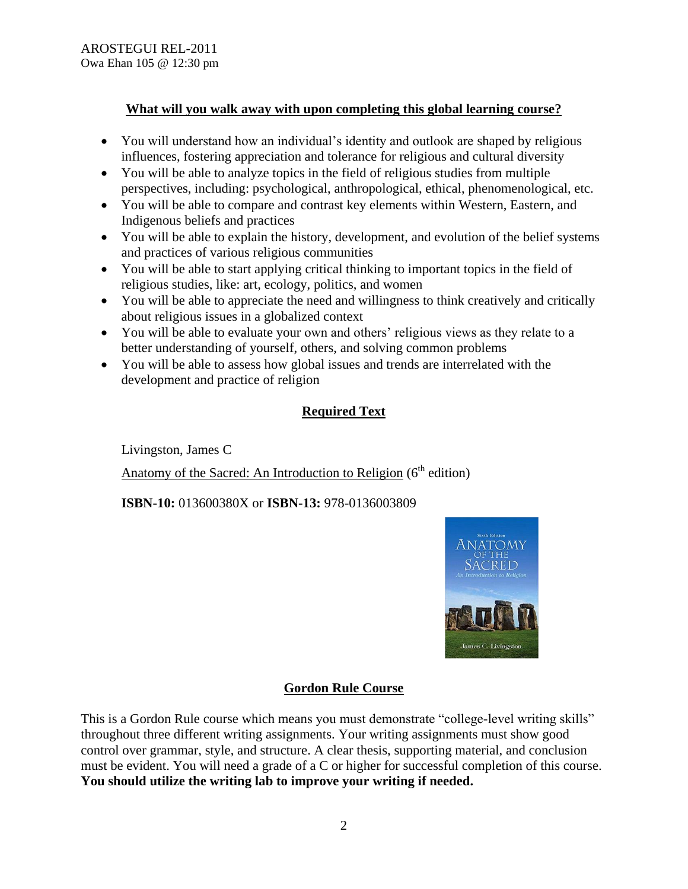## What will you walk away with upon completing this global learning course?

- You will understand how an individual's identity and outlook are shaped by religious influences, fostering appreciation and tolerance for religious and cultural diversity
- You will be able to analyze topics in the field of religious studies from multiple perspectives, including: psychological, anthropological, ethical, phenomenological, etc.
- You will be able to compare and contrast key elements within Western, Eastern, and Indigenous beliefs and practices
- You will be able to explain the history, development, and evolution of the belief systems and practices of various religious communities
- You will be able to start applying critical thinking to important topics in the field of religious studies, like: art, ecology, politics, and women
- You will be able to appreciate the need and willingness to think creatively and critically about religious issues in a globalized context
- You will be able to evaluate your own and others' religious views as they relate to a better understanding of yourself, others, and solving common problems
- You will be able to assess how global issues and trends are interrelated with the development and practice of religion

## Required Text

Livingston, James C

Anatomy of the Sacred: An Introduction to Religion (6th edition)

**ISBN-10:** 013600380X or **ISBN-13:** 978-0136003809

## Gordon Rule Course

This is a Gordon Rule course which means you must demonstrate "college-level writing skills" throughout three different writing assignments. Your writing assignments must show good control over grammar, style, and structure. A clear thesis, supporting material, and conclusion must be evident. You will need a grade of a C or higher for successful completion of this course. **You should utilize the writing lab to improve your writing if needed.**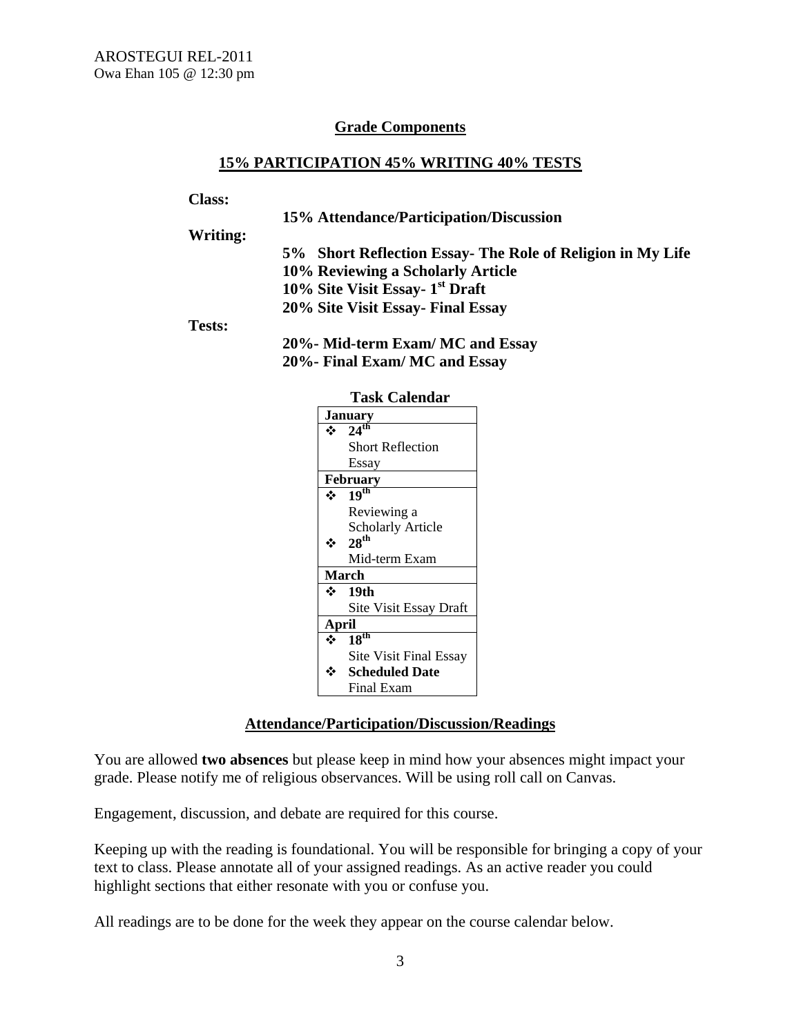## Grade Components

**15% PARTICIPATION 45% WRITING 40% TESTS**

**Class:**

**15% Attendance/Participation/Discussion**

**Writing:**

**5% Short Reflection Essay- The Role of Religion in My Life**
**10% Reviewing a Scholarly Article**
**10% Site Visit Essay- 1st Draft**
**20% Site Visit Essay- Final Essay**

**Tests:**

**20%- Mid-term Exam/ MC and Essay**
**20%- Final Exam/ MC and Essay**

**Task Calendar**

| |
|---|
| **January** |
| ❖ **24th** Short Reflection Essay |
| **February** |
| ❖ **19th** Reviewing a Scholarly Article<br>❖ **28th** Mid-term Exam |
| **March** |
| ❖ **19th** Site Visit Essay Draft |
| **April** |
| ❖ **18th** Site Visit Final Essay<br>❖ **Scheduled Date** Final Exam |

## Attendance/Participation/Discussion/Readings

You are allowed **two absences** but please keep in mind how your absences might impact your grade. Please notify me of religious observances. Will be using roll call on Canvas.

Engagement, discussion, and debate are required for this course.

Keeping up with the reading is foundational. You will be responsible for bringing a copy of your text to class. Please annotate all of your assigned readings. As an active reader you could highlight sections that either resonate with you or confuse you.

All readings are to be done for the week they appear on the course calendar below.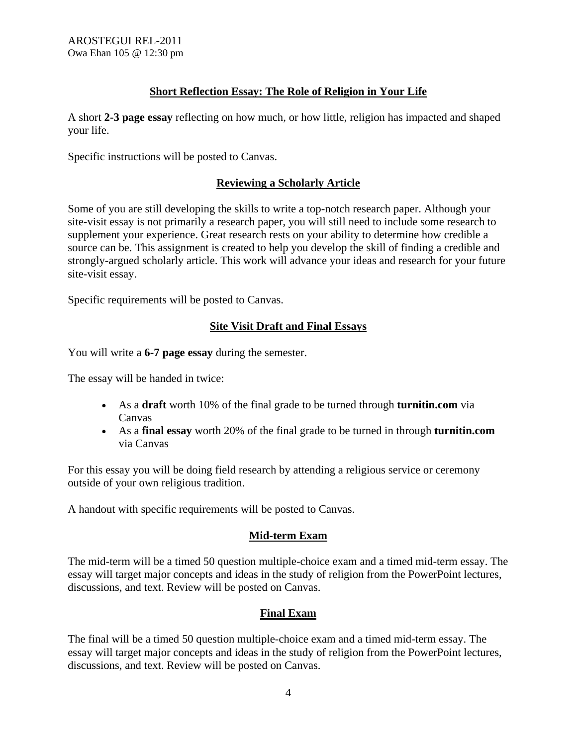## Short Reflection Essay: The Role of Religion in Your Life

A short **2-3 page essay** reflecting on how much, or how little, religion has impacted and shaped your life.

Specific instructions will be posted to Canvas.

## Reviewing a Scholarly Article

Some of you are still developing the skills to write a top-notch research paper. Although your site-visit essay is not primarily a research paper, you will still need to include some research to supplement your experience. Great research rests on your ability to determine how credible a source can be. This assignment is created to help you develop the skill of finding a credible and strongly-argued scholarly article. This work will advance your ideas and research for your future site-visit essay.

Specific requirements will be posted to Canvas.

## Site Visit Draft and Final Essays

You will write a **6-7 page essay** during the semester.

The essay will be handed in twice:

- As a **draft** worth 10% of the final grade to be turned through **turnitin.com** via Canvas
- As a **final essay** worth 20% of the final grade to be turned in through **turnitin.com** via Canvas

For this essay you will be doing field research by attending a religious service or ceremony outside of your own religious tradition.

A handout with specific requirements will be posted to Canvas.

## Mid-term Exam

The mid-term will be a timed 50 question multiple-choice exam and a timed mid-term essay. The essay will target major concepts and ideas in the study of religion from the PowerPoint lectures, discussions, and text. Review will be posted on Canvas.

## Final Exam

The final will be a timed 50 question multiple-choice exam and a timed mid-term essay. The essay will target major concepts and ideas in the study of religion from the PowerPoint lectures, discussions, and text. Review will be posted on Canvas.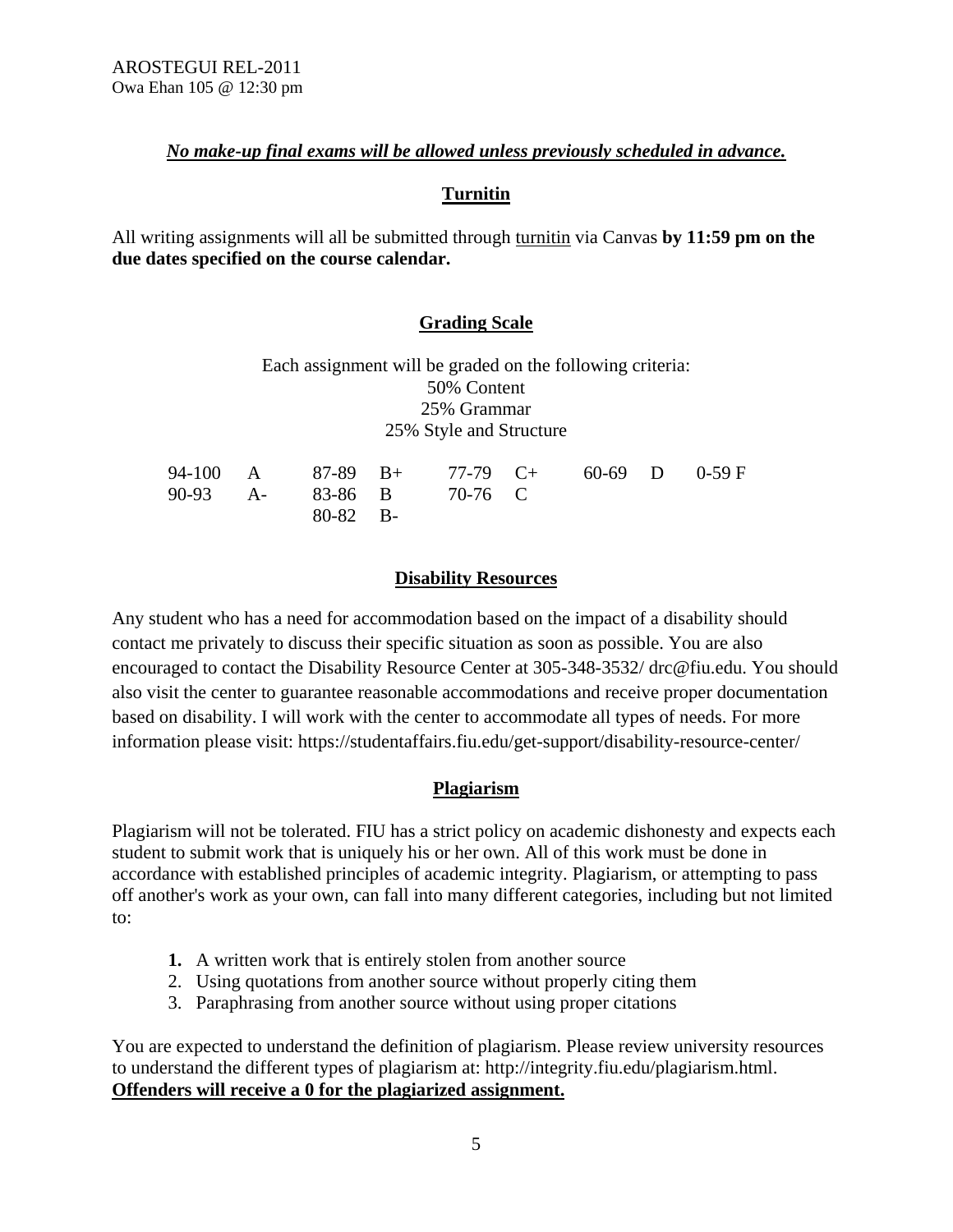***No make-up final exams will be allowed unless previously scheduled in advance.***

## Turnitin

All writing assignments will all be submitted through turnitin via Canvas **by 11:59 pm on the due dates specified on the course calendar.**

## Grading Scale

Each assignment will be graded on the following criteria:
50% Content
25% Grammar
25% Style and Structure

| | | | | | | | | | |
|---|---|---|---|---|---|---|---|---|---|
| 94-100 | A | 87-89 | B+ | 77-79 | C+ | 60-69 | D | 0-59 | F |
| 90-93 | A- | 83-86 | B | 70-76 | C | | | | |
| | | 80-82 | B- | | | | | | |

## Disability Resources

Any student who has a need for accommodation based on the impact of a disability should contact me privately to discuss their specific situation as soon as possible. You are also encouraged to contact the Disability Resource Center at 305-348-3532/ drc@fiu.edu. You should also visit the center to guarantee reasonable accommodations and receive proper documentation based on disability. I will work with the center to accommodate all types of needs. For more information please visit: https://studentaffairs.fiu.edu/get-support/disability-resource-center/

## Plagiarism

Plagiarism will not be tolerated. FIU has a strict policy on academic dishonesty and expects each student to submit work that is uniquely his or her own. All of this work must be done in accordance with established principles of academic integrity. Plagiarism, or attempting to pass off another's work as your own, can fall into many different categories, including but not limited to:

1. A written work that is entirely stolen from another source
2. Using quotations from another source without properly citing them
3. Paraphrasing from another source without using proper citations

You are expected to understand the definition of plagiarism. Please review university resources to understand the different types of plagiarism at: http://integrity.fiu.edu/plagiarism.html.
**Offenders will receive a 0 for the plagiarized assignment.**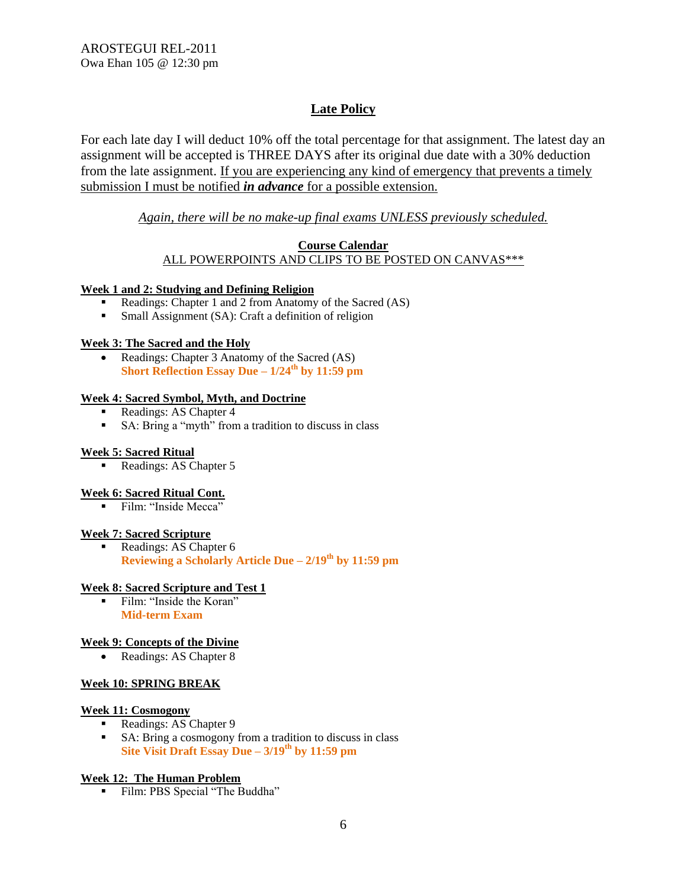## Late Policy

For each late day I will deduct 10% off the total percentage for that assignment. The latest day an assignment will be accepted is THREE DAYS after its original due date with a 30% deduction from the late assignment. If you are experiencing any kind of emergency that prevents a timely submission I must be notified ***in advance*** for a possible extension.

*Again, there will be no make-up final exams UNLESS previously scheduled.*

**Course Calendar**

ALL POWERPOINTS AND CLIPS TO BE POSTED ON CANVAS***

**Week 1 and 2: Studying and Defining Religion**

- Readings: Chapter 1 and 2 from Anatomy of the Sacred (AS)
- Small Assignment (SA): Craft a definition of religion

**Week 3: The Sacred and the Holy**

- Readings: Chapter 3 Anatomy of the Sacred (AS)

  **Short Reflection Essay Due – 1/24th by 11:59 pm**

**Week 4: Sacred Symbol, Myth, and Doctrine**

- Readings: AS Chapter 4
- SA: Bring a "myth" from a tradition to discuss in class

**Week 5: Sacred Ritual**

- Readings: AS Chapter 5

**Week 6: Sacred Ritual Cont.**

- Film: "Inside Mecca"

**Week 7: Sacred Scripture**

- Readings: AS Chapter 6

  **Reviewing a Scholarly Article Due – 2/19th by 11:59 pm**

**Week 8: Sacred Scripture and Test 1**

- Film: "Inside the Koran"

  **Mid-term Exam**

**Week 9: Concepts of the Divine**

- Readings: AS Chapter 8

**Week 10: SPRING BREAK**

**Week 11: Cosmogony**

- Readings: AS Chapter 9
- SA: Bring a cosmogony from a tradition to discuss in class

  **Site Visit Draft Essay Due – 3/19th by 11:59 pm**

**Week 12: The Human Problem**

- Film: PBS Special "The Buddha"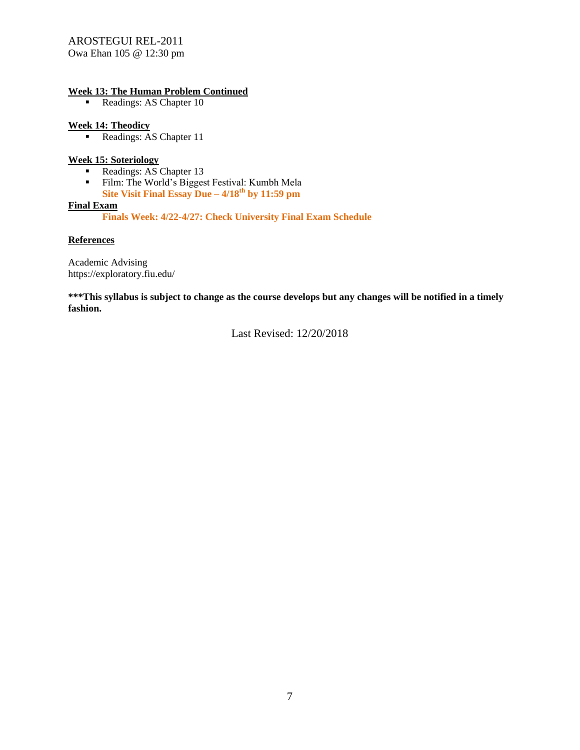**Week 13: The Human Problem Continued**

- Readings: AS Chapter 10

**Week 14: Theodicy**

- Readings: AS Chapter 11

**Week 15: Soteriology**

- Readings: AS Chapter 13
- Film: The World's Biggest Festival: Kumbh Mela

  **Site Visit Final Essay Due – 4/18th by 11:59 pm**

**Final Exam**

**Finals Week: 4/22-4/27: Check University Final Exam Schedule**

**References**

Academic Advising
https://exploratory.fiu.edu/

**\*\*\*This syllabus is subject to change as the course develops but any changes will be notified in a timely fashion.**

Last Revised: 12/20/2018